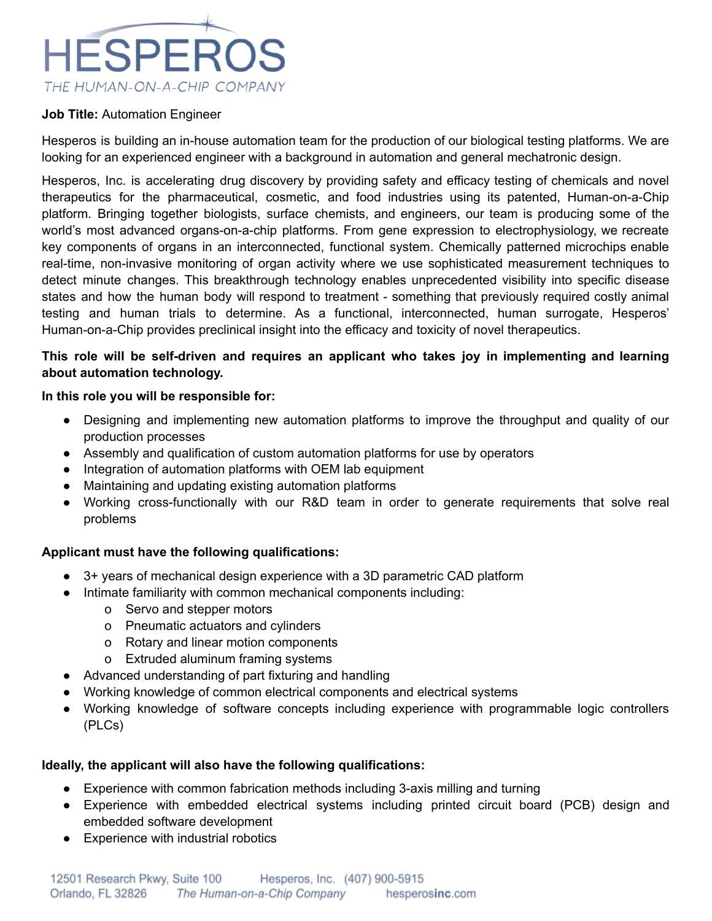# HESPEROS

*THE HUMAN-ON-A-CHIP COMPANY*

**Job Title:** Automation Engineer

Hesperos is building an in-house automation team for the production of our biological testing platforms. We are looking for an experienced engineer with a background in automation and general mechatronic design.

Hesperos, Inc. is accelerating drug discovery by providing safety and efficacy testing of chemicals and novel therapeutics for the pharmaceutical, cosmetic, and food industries using its patented, Human-on-a-Chip platform. Bringing together biologists, surface chemists, and engineers, our team is producing some of the world's most advanced organs-on-a-chip platforms. From gene expression to electrophysiology, we recreate key components of organs in an interconnected, functional system. Chemically patterned microchips enable real-time, non-invasive monitoring of organ activity where we use sophisticated measurement techniques to detect minute changes. This breakthrough technology enables unprecedented visibility into specific disease states and how the human body will respond to treatment - something that previously required costly animal testing and human trials to determine. As a functional, interconnected, human surrogate, Hesperos' Human-on-a-Chip provides preclinical insight into the efficacy and toxicity of novel therapeutics.

**This role will be self-driven and requires an applicant who takes joy in implementing and learning about automation technology.**

**In this role you will be responsible for:**

- Designing and implementing new automation platforms to improve the throughput and quality of our production processes
- Assembly and qualification of custom automation platforms for use by operators
- Integration of automation platforms with OEM lab equipment
- Maintaining and updating existing automation platforms
- Working cross-functionally with our R&D team in order to generate requirements that solve real problems

**Applicant must have the following qualifications:**

- 3+ years of mechanical design experience with a 3D parametric CAD platform
- Intimate familiarity with common mechanical components including:
  - Servo and stepper motors
  - Pneumatic actuators and cylinders
  - Rotary and linear motion components
  - Extruded aluminum framing systems
- Advanced understanding of part fixturing and handling
- Working knowledge of common electrical components and electrical systems
- Working knowledge of software concepts including experience with programmable logic controllers (PLCs)

**Ideally, the applicant will also have the following qualifications:**

- Experience with common fabrication methods including 3-axis milling and turning
- Experience with embedded electrical systems including printed circuit board (PCB) design and embedded software development
- Experience with industrial robotics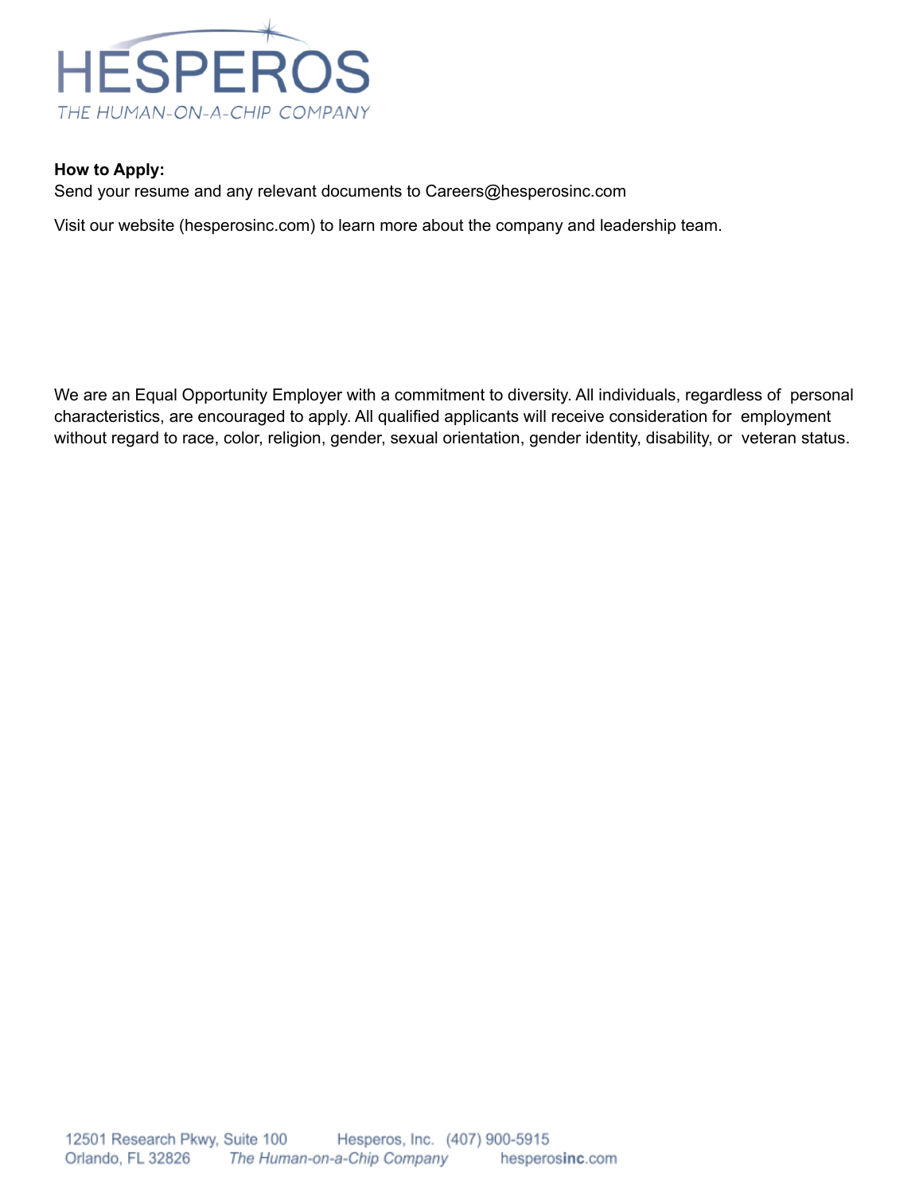**How to Apply:**
Send your resume and any relevant documents to Careers@hesperosinc.com

Visit our website (hesperosinc.com) to learn more about the company and leadership team.

We are an Equal Opportunity Employer with a commitment to diversity. All individuals, regardless of personal characteristics, are encouraged to apply. All qualified applicants will receive consideration for employment without regard to race, color, religion, gender, sexual orientation, gender identity, disability, or veteran status.